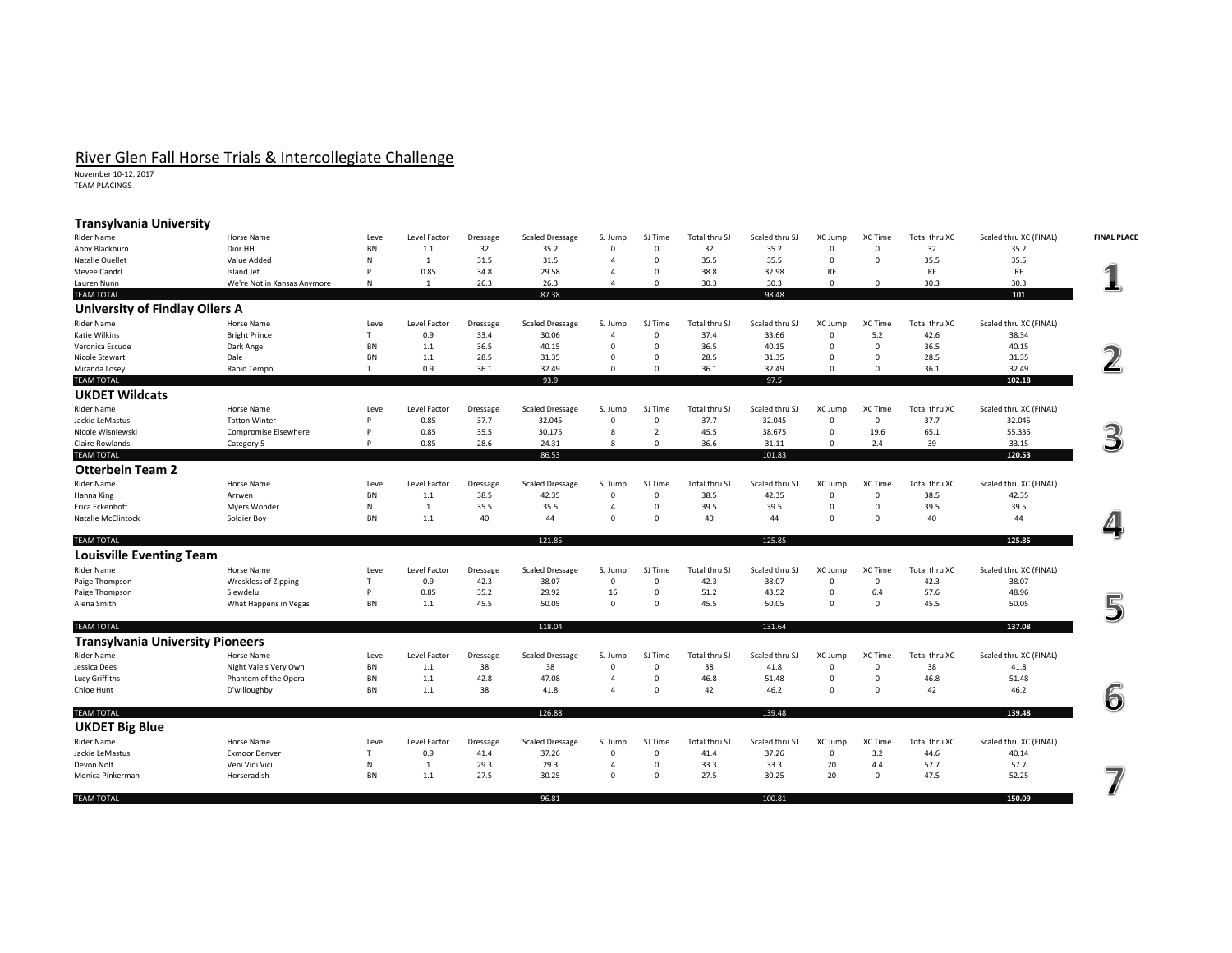# River Glen Fall Horse Trials & Intercollegiate Challenge

November 10-12, 2017
TEAM PLACINGS

### Transylvania University

| Rider Name | Horse Name | Level | Level Factor | Dressage | Scaled Dressage | SJ Jump | SJ Time | Total thru SJ | Scaled thru SJ | XC Jump | XC Time | Total thru XC | Scaled thru XC (FINAL) | FINAL PLACE |
|---|---|---|---|---|---|---|---|---|---|---|---|---|---|---|
| Abby Blackburn | Dior HH | BN | 1.1 | 32 | 35.2 | 0 | 0 | 32 | 35.2 | 0 | 0 | 32 | 35.2 | |
| Natalie Ouellet | Value Added | N | 1 | 31.5 | 31.5 | 4 | 0 | 35.5 | 35.5 | 0 | 0 | 35.5 | 35.5 | |
| Stevee Candrl | Island Jet | P | 0.85 | 34.8 | 29.58 | 4 | 0 | 38.8 | 32.98 | RF | | RF | RF | 1 |
| Lauren Nunn | We're Not in Kansas Anymore | N | 1 | 26.3 | 26.3 | 4 | 0 | 30.3 | 30.3 | 0 | 0 | 30.3 | 30.3 | |
| TEAM TOTAL | | | | | 87.38 | | | | 98.48 | | | | **101** | |

### University of Findlay Oilers A

| Rider Name | Horse Name | Level | Level Factor | Dressage | Scaled Dressage | SJ Jump | SJ Time | Total thru SJ | Scaled thru SJ | XC Jump | XC Time | Total thru XC | Scaled thru XC (FINAL) | FINAL PLACE |
|---|---|---|---|---|---|---|---|---|---|---|---|---|---|---|
| Katie Wilkins | Bright Prince | T | 0.9 | 33.4 | 30.06 | 4 | 0 | 37.4 | 33.66 | 0 | 5.2 | 42.6 | 38.34 | |
| Veronica Escude | Dark Angel | BN | 1.1 | 36.5 | 40.15 | 0 | 0 | 36.5 | 40.15 | 0 | 0 | 36.5 | 40.15 | |
| Nicole Stewart | Dale | BN | 1.1 | 28.5 | 31.35 | 0 | 0 | 28.5 | 31.35 | 0 | 0 | 28.5 | 31.35 | 2 |
| Miranda Losey | Rapid Tempo | T | 0.9 | 36.1 | 32.49 | 0 | 0 | 36.1 | 32.49 | 0 | 0 | 36.1 | 32.49 | |
| TEAM TOTAL | | | | | 93.9 | | | | 97.5 | | | | **102.18** | |

### UKDET Wildcats

| Rider Name | Horse Name | Level | Level Factor | Dressage | Scaled Dressage | SJ Jump | SJ Time | Total thru SJ | Scaled thru SJ | XC Jump | XC Time | Total thru XC | Scaled thru XC (FINAL) | FINAL PLACE |
|---|---|---|---|---|---|---|---|---|---|---|---|---|---|---|
| Jackie LeMastus | Tatton Winter | P | 0.85 | 37.7 | 32.045 | 0 | 0 | 37.7 | 32.045 | 0 | 0 | 37.7 | 32.045 | |
| Nicole Wisniewski | Compromise Elsewhere | P | 0.85 | 35.5 | 30.175 | 8 | 2 | 45.5 | 38.675 | 0 | 19.6 | 65.1 | 55.335 | 3 |
| Claire Rowlands | Category 5 | P | 0.85 | 28.6 | 24.31 | 8 | 0 | 36.6 | 31.11 | 0 | 2.4 | 39 | 33.15 | |
| TEAM TOTAL | | | | | 86.53 | | | | 101.83 | | | | **120.53** | |

### Otterbein Team 2

| Rider Name | Horse Name | Level | Level Factor | Dressage | Scaled Dressage | SJ Jump | SJ Time | Total thru SJ | Scaled thru SJ | XC Jump | XC Time | Total thru XC | Scaled thru XC (FINAL) | FINAL PLACE |
|---|---|---|---|---|---|---|---|---|---|---|---|---|---|---|
| Hanna King | Arrwen | BN | 1.1 | 38.5 | 42.35 | 0 | 0 | 38.5 | 42.35 | 0 | 0 | 38.5 | 42.35 | |
| Erica Eckenhoff | Myers Wonder | N | 1 | 35.5 | 35.5 | 4 | 0 | 39.5 | 39.5 | 0 | 0 | 39.5 | 39.5 | |
| Natalie McClintock | Soldier Boy | BN | 1.1 | 40 | 44 | 0 | 0 | 40 | 44 | 0 | 0 | 40 | 44 | 4 |
| TEAM TOTAL | | | | | 121.85 | | | | 125.85 | | | | **125.85** | |

### Louisville Eventing Team

| Rider Name | Horse Name | Level | Level Factor | Dressage | Scaled Dressage | SJ Jump | SJ Time | Total thru SJ | Scaled thru SJ | XC Jump | XC Time | Total thru XC | Scaled thru XC (FINAL) | FINAL PLACE |
|---|---|---|---|---|---|---|---|---|---|---|---|---|---|---|
| Paige Thompson | Wreskless of Zipping | T | 0.9 | 42.3 | 38.07 | 0 | 0 | 42.3 | 38.07 | 0 | 0 | 42.3 | 38.07 | |
| Paige Thompson | Slewdelu | P | 0.85 | 35.2 | 29.92 | 16 | 0 | 51.2 | 43.52 | 0 | 6.4 | 57.6 | 48.96 | |
| Alena Smith | What Happens in Vegas | BN | 1.1 | 45.5 | 50.05 | 0 | 0 | 45.5 | 50.05 | 0 | 0 | 45.5 | 50.05 | 5 |
| TEAM TOTAL | | | | | 118.04 | | | | 131.64 | | | | **137.08** | |

### Transylvania University Pioneers

| Rider Name | Horse Name | Level | Level Factor | Dressage | Scaled Dressage | SJ Jump | SJ Time | Total thru SJ | Scaled thru SJ | XC Jump | XC Time | Total thru XC | Scaled thru XC (FINAL) | FINAL PLACE |
|---|---|---|---|---|---|---|---|---|---|---|---|---|---|---|
| Jessica Dees | Night Vale's Very Own | BN | 1.1 | 38 | 38 | 0 | 0 | 38 | 41.8 | 0 | 0 | 38 | 41.8 | |
| Lucy Griffiths | Phantom of the Opera | BN | 1.1 | 42.8 | 47.08 | 4 | 0 | 46.8 | 51.48 | 0 | 0 | 46.8 | 51.48 | |
| Chloe Hunt | D'willoughby | BN | 1.1 | 38 | 41.8 | 4 | 0 | 42 | 46.2 | 0 | 0 | 42 | 46.2 | 6 |
| TEAM TOTAL | | | | | 126.88 | | | | 139.48 | | | | **139.48** | |

### UKDET Big Blue

| Rider Name | Horse Name | Level | Level Factor | Dressage | Scaled Dressage | SJ Jump | SJ Time | Total thru SJ | Scaled thru SJ | XC Jump | XC Time | Total thru XC | Scaled thru XC (FINAL) | FINAL PLACE |
|---|---|---|---|---|---|---|---|---|---|---|---|---|---|---|
| Jackie LeMastus | Exmoor Denver | T | 0.9 | 41.4 | 37.26 | 0 | 0 | 41.4 | 37.26 | 0 | 3.2 | 44.6 | 40.14 | |
| Devon Nolt | Veni Vidi Vici | N | 1 | 29.3 | 29.3 | 4 | 0 | 33.3 | 33.3 | 20 | 4.4 | 57.7 | 57.7 | |
| Monica Pinkerman | Horseradish | BN | 1.1 | 27.5 | 30.25 | 0 | 0 | 27.5 | 30.25 | 20 | 0 | 47.5 | 52.25 | 7 |
| TEAM TOTAL | | | | | 96.81 | | | | 100.81 | | | | **150.09** | |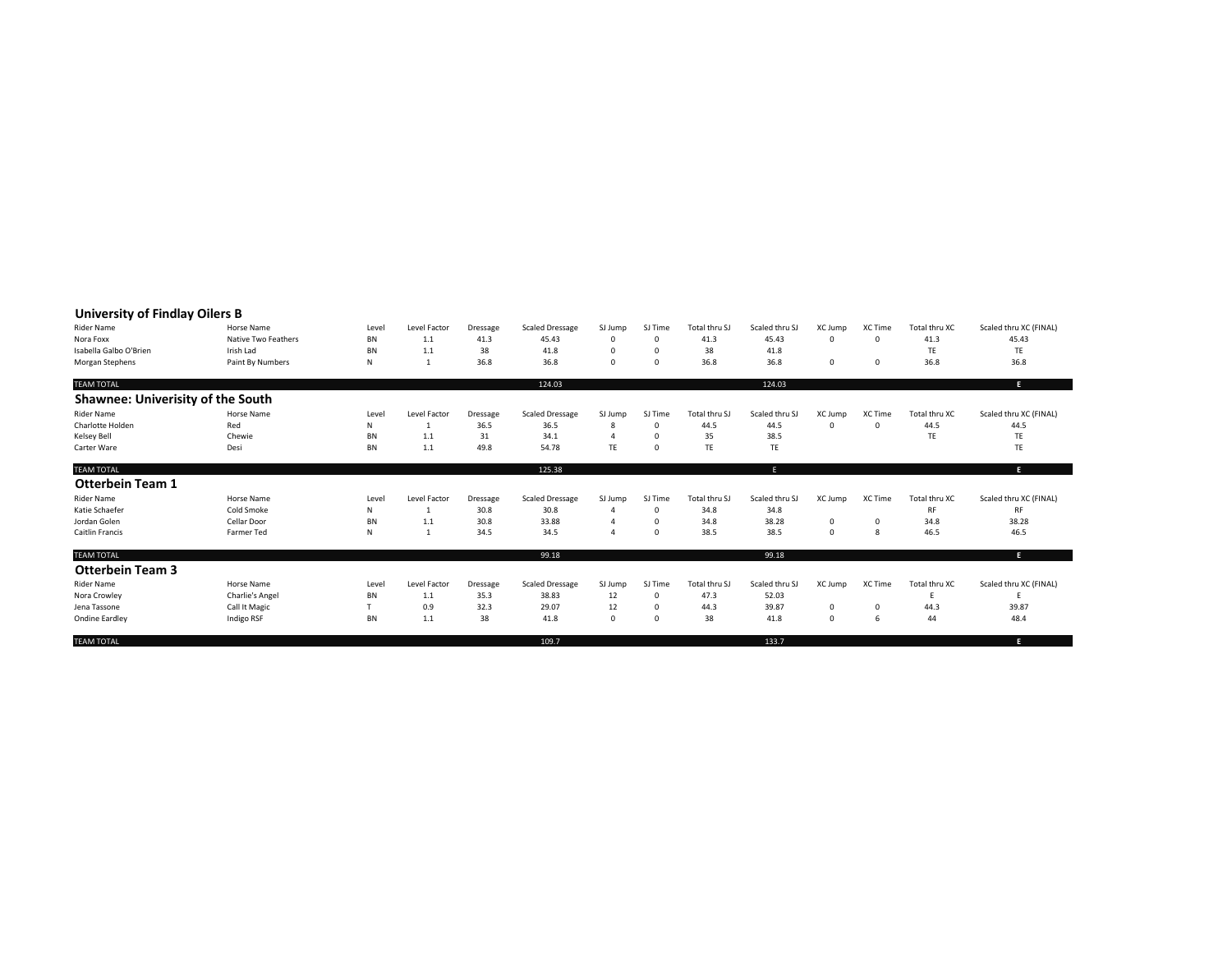## University of Findlay Oilers B

| Rider Name | Horse Name | Level | Level Factor | Dressage | Scaled Dressage | SJ Jump | SJ Time | Total thru SJ | Scaled thru SJ | XC Jump | XC Time | Total thru XC | Scaled thru XC (FINAL) |
|---|---|---|---|---|---|---|---|---|---|---|---|---|---|
| Nora Foxx | Native Two Feathers | BN | 1.1 | 41.3 | 45.43 | 0 | 0 | 41.3 | 45.43 | 0 | 0 | 41.3 | 45.43 |
| Isabella Galbo O'Brien | Irish Lad | BN | 1.1 | 38 | 41.8 | 0 | 0 | 38 | 41.8 | | | TE | TE |
| Morgan Stephens | Paint By Numbers | N | 1 | 36.8 | 36.8 | 0 | 0 | 36.8 | 36.8 | 0 | 0 | 36.8 | 36.8 |
| TEAM TOTAL | | | | | 124.03 | | | | 124.03 | | | | E |

## Shawnee: Univerisity of the South

| Rider Name | Horse Name | Level | Level Factor | Dressage | Scaled Dressage | SJ Jump | SJ Time | Total thru SJ | Scaled thru SJ | XC Jump | XC Time | Total thru XC | Scaled thru XC (FINAL) |
|---|---|---|---|---|---|---|---|---|---|---|---|---|---|
| Charlotte Holden | Red | N | 1 | 36.5 | 36.5 | 8 | 0 | 44.5 | 44.5 | 0 | 0 | 44.5 | 44.5 |
| Kelsey Bell | Chewie | BN | 1.1 | 31 | 34.1 | 4 | 0 | 35 | 38.5 | | | TE | TE |
| Carter Ware | Desi | BN | 1.1 | 49.8 | 54.78 | TE | 0 | TE | TE | | | | TE |
| TEAM TOTAL | | | | | 125.38 | | | | E | | | | E |

## Otterbein Team 1

| Rider Name | Horse Name | Level | Level Factor | Dressage | Scaled Dressage | SJ Jump | SJ Time | Total thru SJ | Scaled thru SJ | XC Jump | XC Time | Total thru XC | Scaled thru XC (FINAL) |
|---|---|---|---|---|---|---|---|---|---|---|---|---|---|
| Katie Schaefer | Cold Smoke | N | 1 | 30.8 | 30.8 | 4 | 0 | 34.8 | 34.8 | | | RF | RF |
| Jordan Golen | Cellar Door | BN | 1.1 | 30.8 | 33.88 | 4 | 0 | 34.8 | 38.28 | 0 | 0 | 34.8 | 38.28 |
| Caitlin Francis | Farmer Ted | N | 1 | 34.5 | 34.5 | 4 | 0 | 38.5 | 38.5 | 0 | 8 | 46.5 | 46.5 |
| TEAM TOTAL | | | | | 99.18 | | | | 99.18 | | | | E |

## Otterbein Team 3

| Rider Name | Horse Name | Level | Level Factor | Dressage | Scaled Dressage | SJ Jump | SJ Time | Total thru SJ | Scaled thru SJ | XC Jump | XC Time | Total thru XC | Scaled thru XC (FINAL) |
|---|---|---|---|---|---|---|---|---|---|---|---|---|---|
| Nora Crowley | Charlie's Angel | BN | 1.1 | 35.3 | 38.83 | 12 | 0 | 47.3 | 52.03 | | | E | E |
| Jena Tassone | Call It Magic | T | 0.9 | 32.3 | 29.07 | 12 | 0 | 44.3 | 39.87 | 0 | 0 | 44.3 | 39.87 |
| Ondine Eardley | Indigo RSF | BN | 1.1 | 38 | 41.8 | 0 | 0 | 38 | 41.8 | 0 | 6 | 44 | 48.4 |
| TEAM TOTAL | | | | | 109.7 | | | | 133.7 | | | | E |